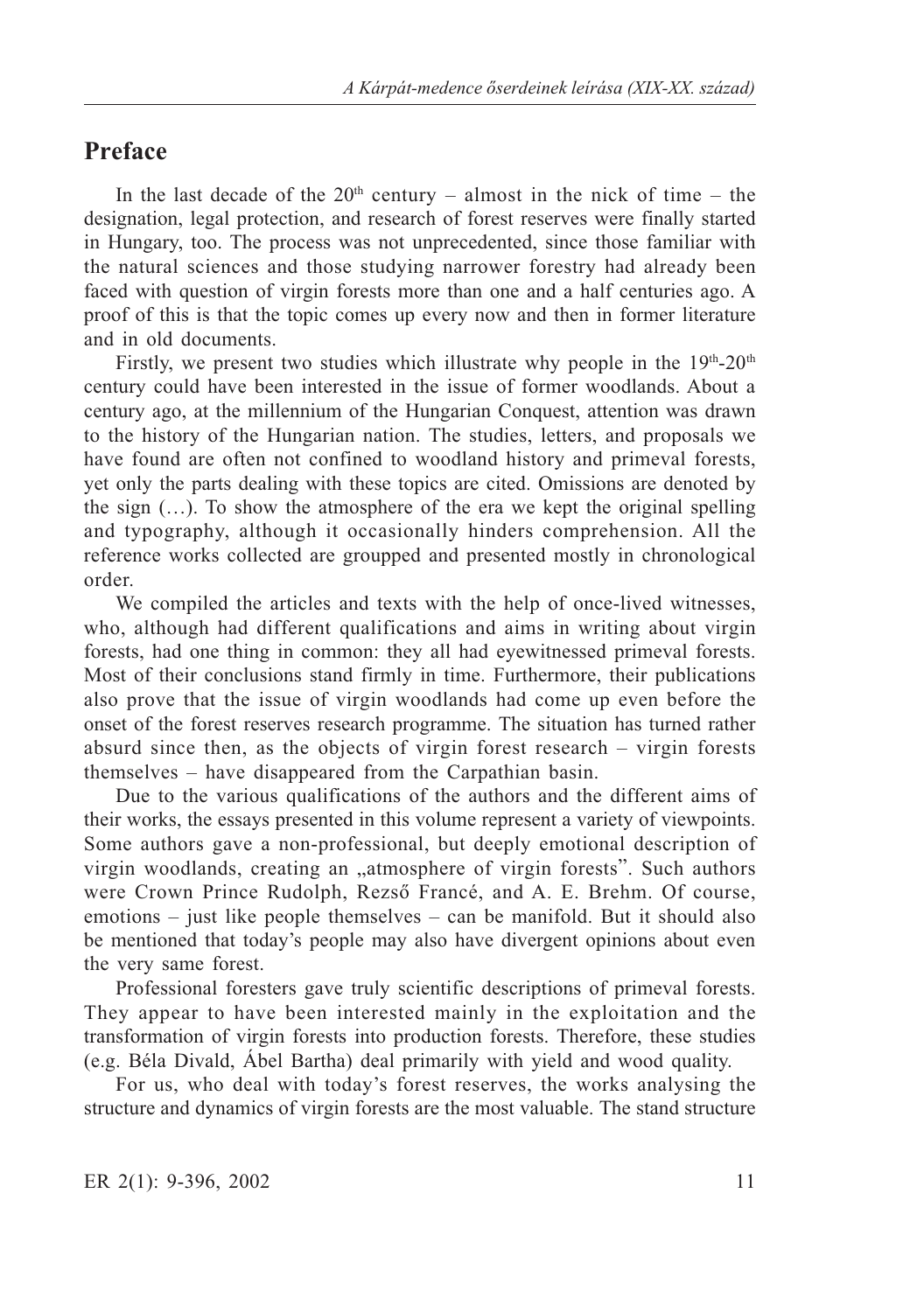# Preface

In the last decade of the $20^{th}$ century – almost in the nick of time – the designation, legal protection, and research of forest reserves were finally started in Hungary, too. The process was not unprecedented, since those familiar with the natural sciences and those studying narrower forestry had already been faced with question of virgin forests more than one and a half centuries ago. A proof of this is that the topic comes up every now and then in former literature and in old documents.

Firstly, we present two studies which illustrate why people in the $19^{th}$-$20^{th}$ century could have been interested in the issue of former woodlands. About a century ago, at the millennium of the Hungarian Conquest, attention was drawn to the history of the Hungarian nation. The studies, letters, and proposals we have found are often not confined to woodland history and primeval forests, yet only the parts dealing with these topics are cited. Omissions are denoted by the sign (…). To show the atmosphere of the era we kept the original spelling and typography, although it occasionally hinders comprehension. All the reference works collected are groupped and presented mostly in chronological order.

We compiled the articles and texts with the help of once-lived witnesses, who, although had different qualifications and aims in writing about virgin forests, had one thing in common: they all had eyewitnessed primeval forests. Most of their conclusions stand firmly in time. Furthermore, their publications also prove that the issue of virgin woodlands had come up even before the onset of the forest reserves research programme. The situation has turned rather absurd since then, as the objects of virgin forest research – virgin forests themselves – have disappeared from the Carpathian basin.

Due to the various qualifications of the authors and the different aims of their works, the essays presented in this volume represent a variety of viewpoints. Some authors gave a non-professional, but deeply emotional description of virgin woodlands, creating an „atmosphere of virgin forests". Such authors were Crown Prince Rudolph, Rezső Francé, and A. E. Brehm. Of course, emotions – just like people themselves – can be manifold. But it should also be mentioned that today's people may also have divergent opinions about even the very same forest.

Professional foresters gave truly scientific descriptions of primeval forests. They appear to have been interested mainly in the exploitation and the transformation of virgin forests into production forests. Therefore, these studies (e.g. Béla Divald, Ábel Bartha) deal primarily with yield and wood quality.

For us, who deal with today's forest reserves, the works analysing the structure and dynamics of virgin forests are the most valuable. The stand structure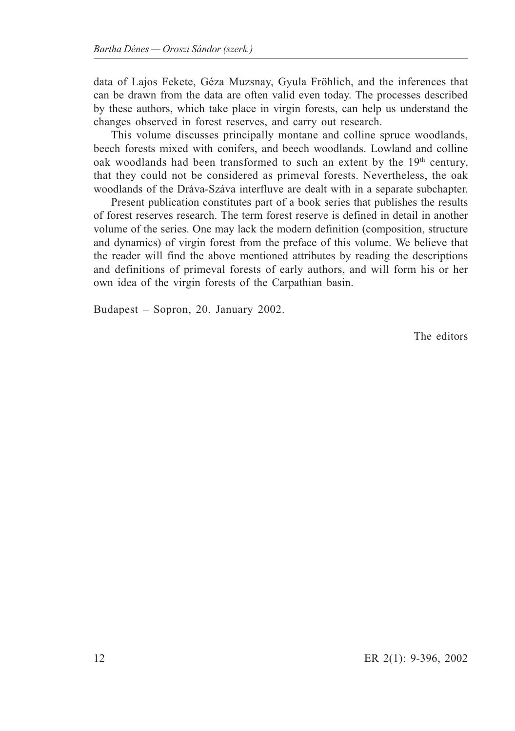data of Lajos Fekete, Géza Muzsnay, Gyula Fröhlich, and the inferences that can be drawn from the data are often valid even today. The processes described by these authors, which take place in virgin forests, can help us understand the changes observed in forest reserves, and carry out research.

This volume discusses principally montane and colline spruce woodlands, beech forests mixed with conifers, and beech woodlands. Lowland and colline oak woodlands had been transformed to such an extent by the $19^{th}$ century, that they could not be considered as primeval forests. Nevertheless, the oak woodlands of the Dráva-Száva interfluve are dealt with in a separate subchapter.

Present publication constitutes part of a book series that publishes the results of forest reserves research. The term forest reserve is defined in detail in another volume of the series. One may lack the modern definition (composition, structure and dynamics) of virgin forest from the preface of this volume. We believe that the reader will find the above mentioned attributes by reading the descriptions and definitions of primeval forests of early authors, and will form his or her own idea of the virgin forests of the Carpathian basin.

Budapest – Sopron, 20. January 2002.

The editors